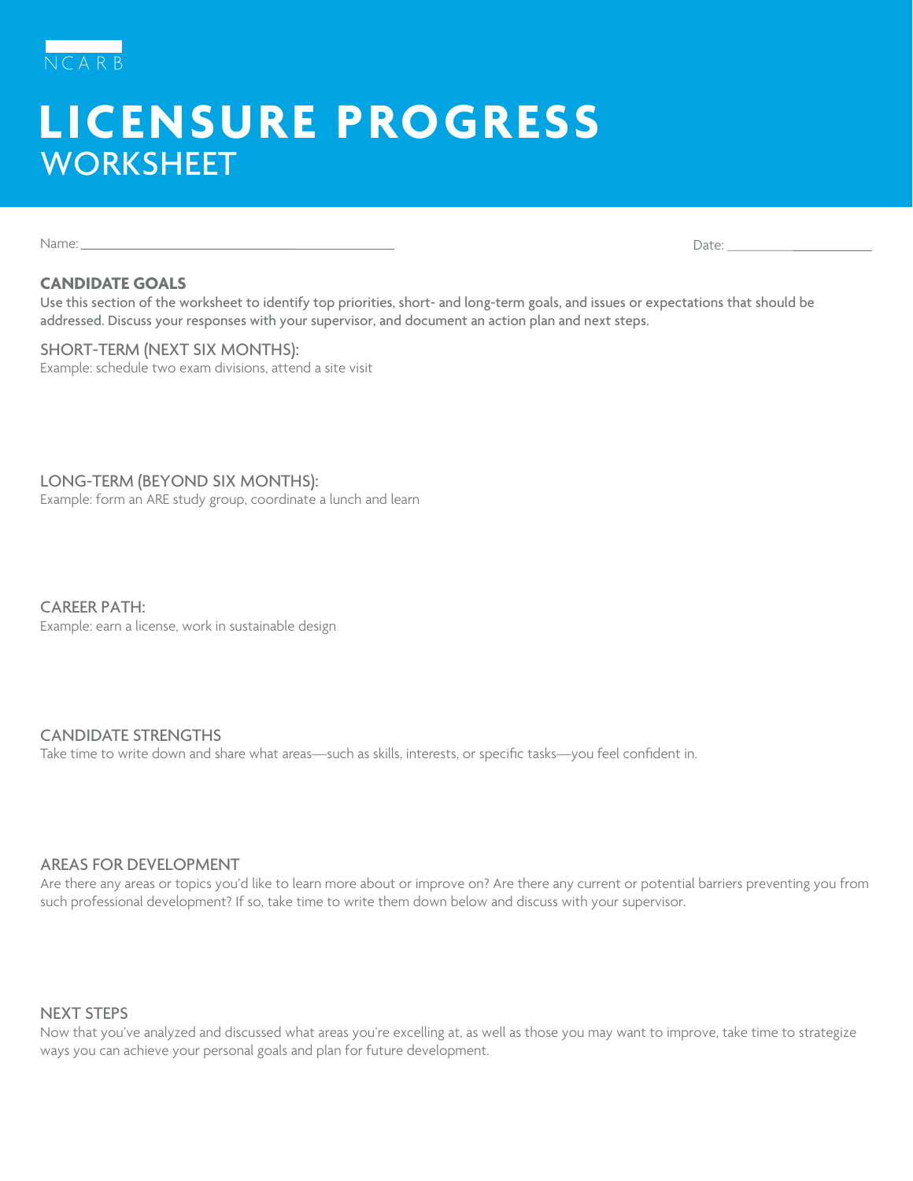NCARB

# LICENSURE PROGRESS WORKSHEET

Name: ___________________________________________ Date: ____________________

## CANDIDATE GOALS

Use this section of the worksheet to identify top priorities, short- and long-term goals, and issues or expectations that should be addressed. Discuss your responses with your supervisor, and document an action plan and next steps.

### SHORT-TERM (NEXT SIX MONTHS):

Example: schedule two exam divisions, attend a site visit

### LONG-TERM (BEYOND SIX MONTHS):

Example: form an ARE study group, coordinate a lunch and learn

### CAREER PATH:

Example: earn a license, work in sustainable design

## CANDIDATE STRENGTHS

Take time to write down and share what areas—such as skills, interests, or specific tasks—you feel confident in.

## AREAS FOR DEVELOPMENT

Are there any areas or topics you'd like to learn more about or improve on? Are there any current or potential barriers preventing you from such professional development? If so, take time to write them down below and discuss with your supervisor.

## NEXT STEPS

Now that you've analyzed and discussed what areas you're excelling at, as well as those you may want to improve, take time to strategize ways you can achieve your personal goals and plan for future development.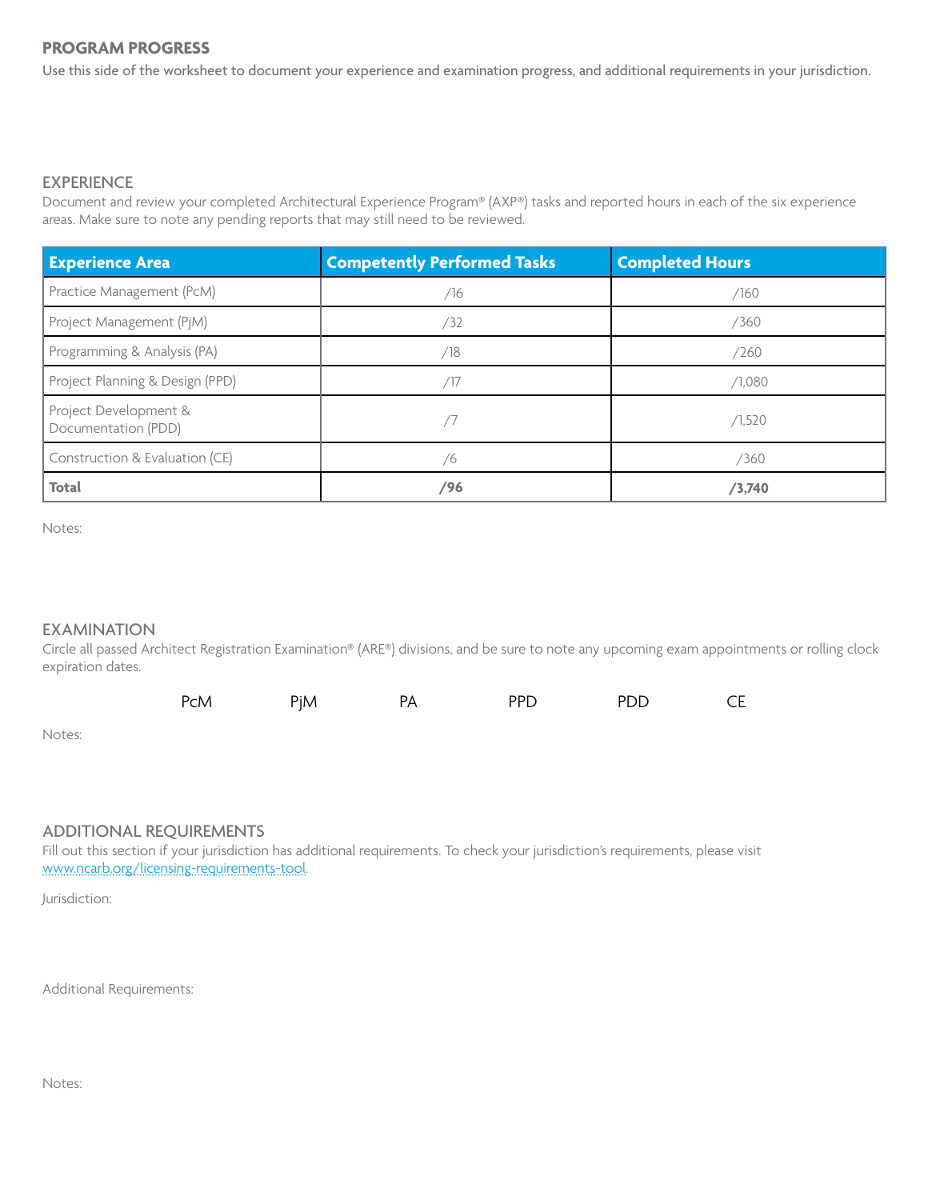## PROGRAM PROGRESS

Use this side of the worksheet to document your experience and examination progress, and additional requirements in your jurisdiction.

### EXPERIENCE

Document and review your completed Architectural Experience Program® (AXP®) tasks and reported hours in each of the six experience areas. Make sure to note any pending reports that may still need to be reviewed.

| Experience Area | Competently Performed Tasks | Completed Hours |
|---|---|---|
| Practice Management (PcM) | /16 | /160 |
| Project Management (PjM) | /32 | /360 |
| Programming & Analysis (PA) | /18 | /260 |
| Project Planning & Design (PPD) | /17 | /1,080 |
| Project Development & Documentation (PDD) | /7 | /1,520 |
| Construction & Evaluation (CE) | /6 | /360 |
| **Total** | **/96** | **/3,740** |

Notes:

### EXAMINATION

Circle all passed Architect Registration Examination® (ARE®) divisions, and be sure to note any upcoming exam appointments or rolling clock expiration dates.

PcM PjM PA PPD PDD CE

Notes:

### ADDITIONAL REQUIREMENTS

Fill out this section if your jurisdiction has additional requirements. To check your jurisdiction's requirements, please visit www.ncarb.org/licensing-requirements-tool.

Jurisdiction:

Additional Requirements:

Notes: